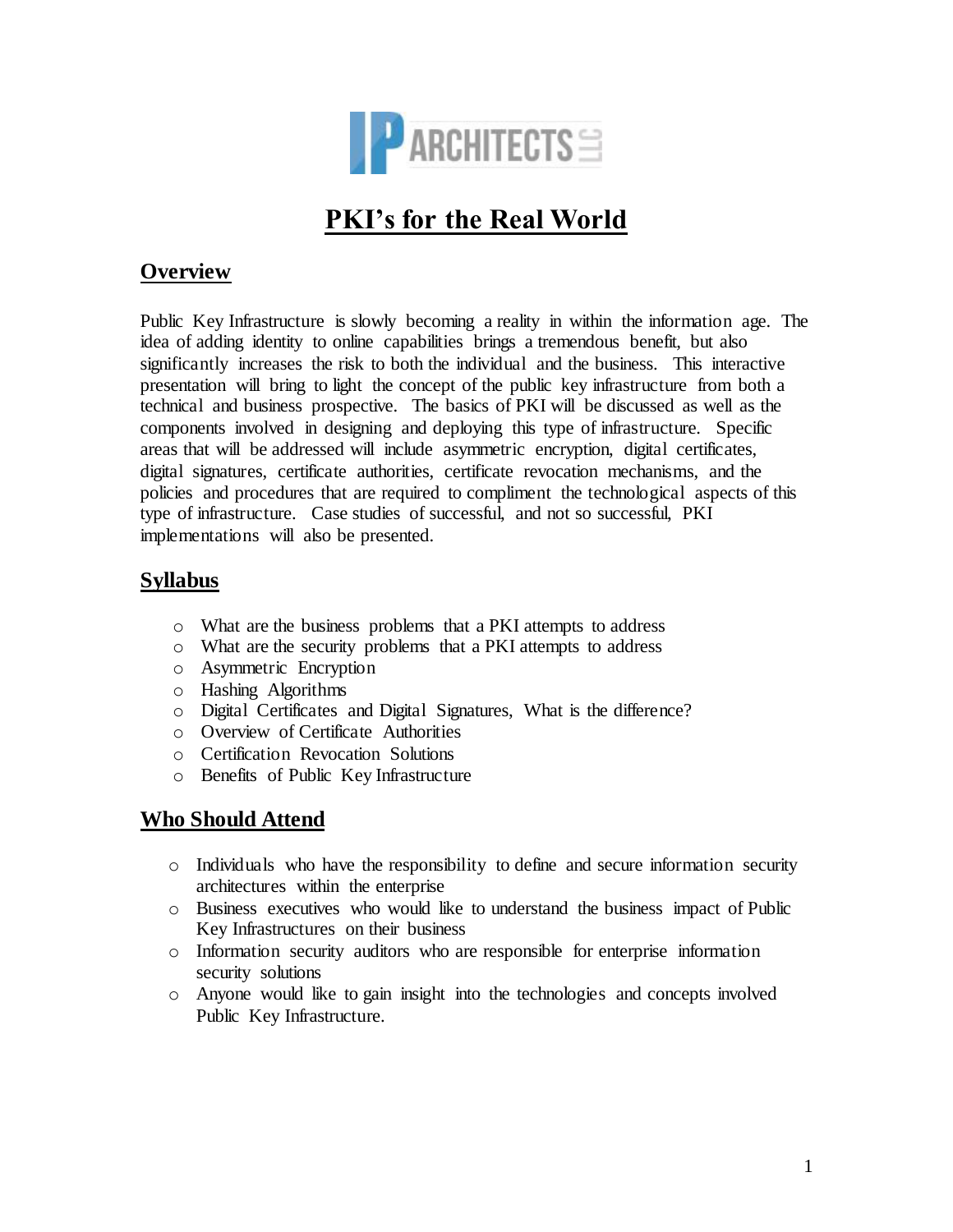# PKI's for the Real World

## Overview

Public Key Infrastructure is slowly becoming a reality in within the information age. The idea of adding identity to online capabilities brings a tremendous benefit, but also significantly increases the risk to both the individual and the business. This interactive presentation will bring to light the concept of the public key infrastructure from both a technical and business prospective. The basics of PKI will be discussed as well as the components involved in designing and deploying this type of infrastructure. Specific areas that will be addressed will include asymmetric encryption, digital certificates, digital signatures, certificate authorities, certificate revocation mechanisms, and the policies and procedures that are required to compliment the technological aspects of this type of infrastructure. Case studies of successful, and not so successful, PKI implementations will also be presented.

## Syllabus

- What are the business problems that a PKI attempts to address
- What are the security problems that a PKI attempts to address
- Asymmetric Encryption
- Hashing Algorithms
- Digital Certificates and Digital Signatures, What is the difference?
- Overview of Certificate Authorities
- Certification Revocation Solutions
- Benefits of Public Key Infrastructure

## Who Should Attend

- Individuals who have the responsibility to define and secure information security architectures within the enterprise
- Business executives who would like to understand the business impact of Public Key Infrastructures on their business
- Information security auditors who are responsible for enterprise information security solutions
- Anyone would like to gain insight into the technologies and concepts involved Public Key Infrastructure.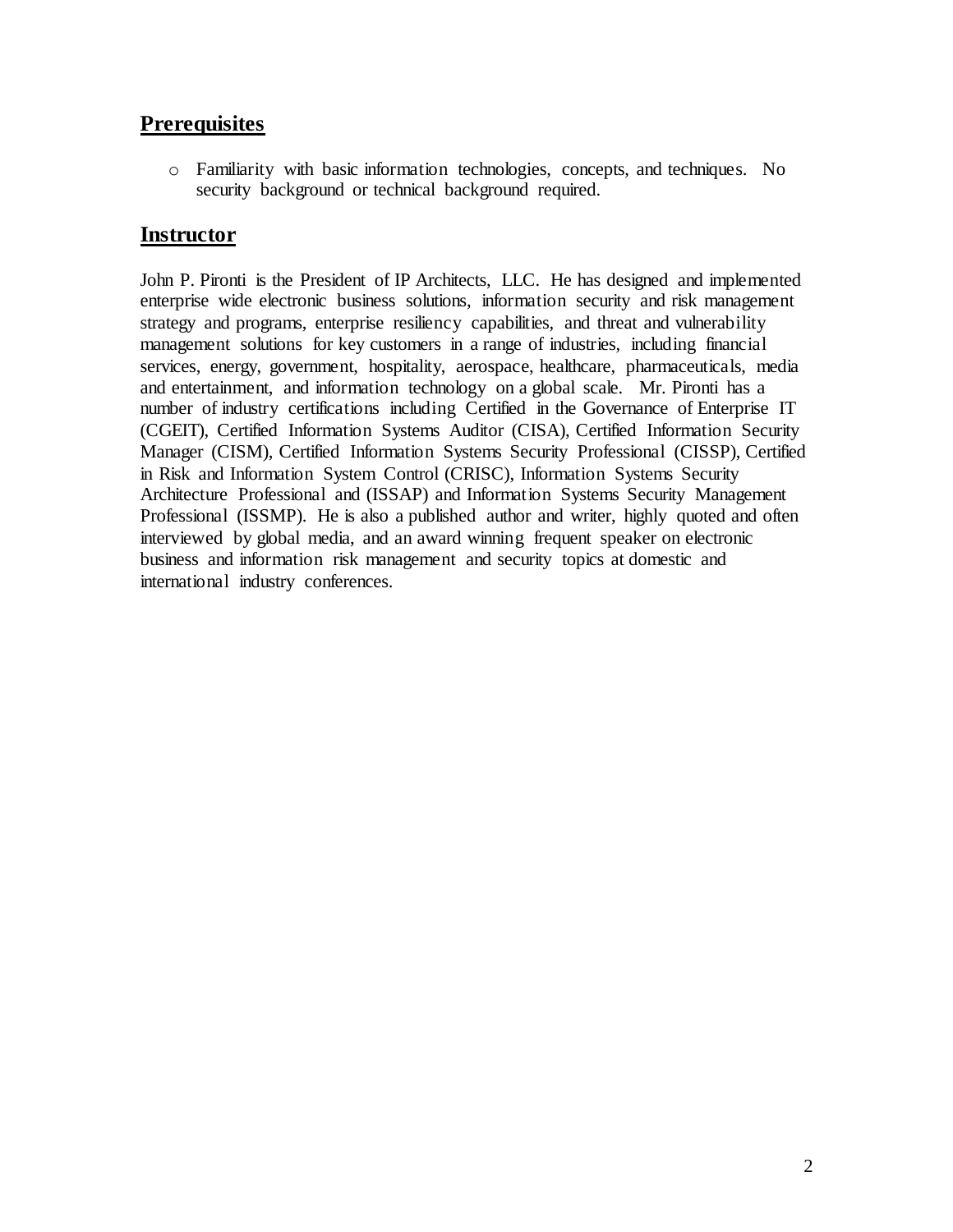## Prerequisites

- Familiarity with basic information technologies, concepts, and techniques. No security background or technical background required.

## Instructor

John P. Pironti is the President of IP Architects, LLC. He has designed and implemented enterprise wide electronic business solutions, information security and risk management strategy and programs, enterprise resiliency capabilities, and threat and vulnerability management solutions for key customers in a range of industries, including financial services, energy, government, hospitality, aerospace, healthcare, pharmaceuticals, media and entertainment, and information technology on a global scale. Mr. Pironti has a number of industry certifications including Certified in the Governance of Enterprise IT (CGEIT), Certified Information Systems Auditor (CISA), Certified Information Security Manager (CISM), Certified Information Systems Security Professional (CISSP), Certified in Risk and Information System Control (CRISC), Information Systems Security Architecture Professional and (ISSAP) and Information Systems Security Management Professional (ISSMP). He is also a published author and writer, highly quoted and often interviewed by global media, and an award winning frequent speaker on electronic business and information risk management and security topics at domestic and international industry conferences.